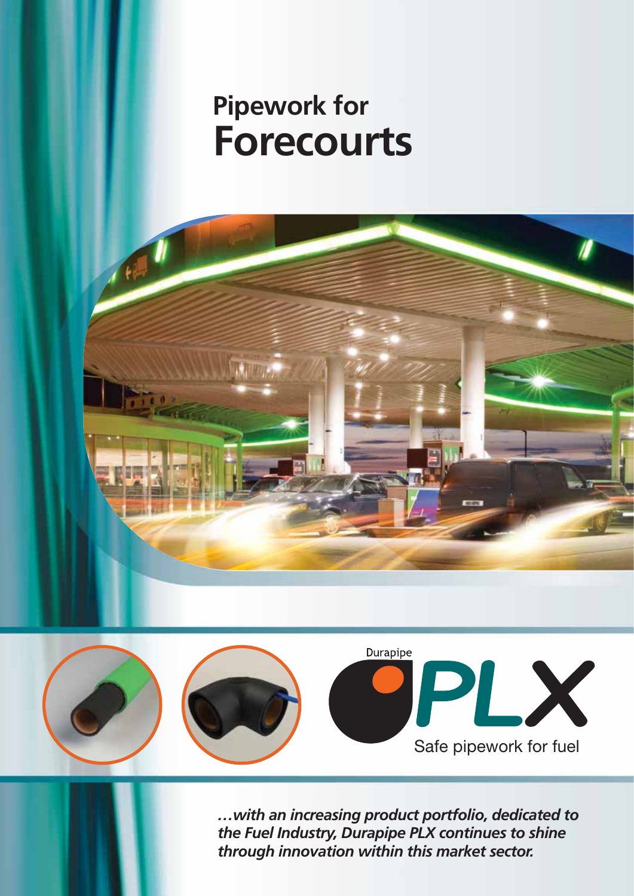# Pipework for Forecourts

Durapipe

PLX

Safe pipework for fuel

*...with an increasing product portfolio, dedicated to the Fuel Industry, Durapipe PLX continues to shine through innovation within this market sector.*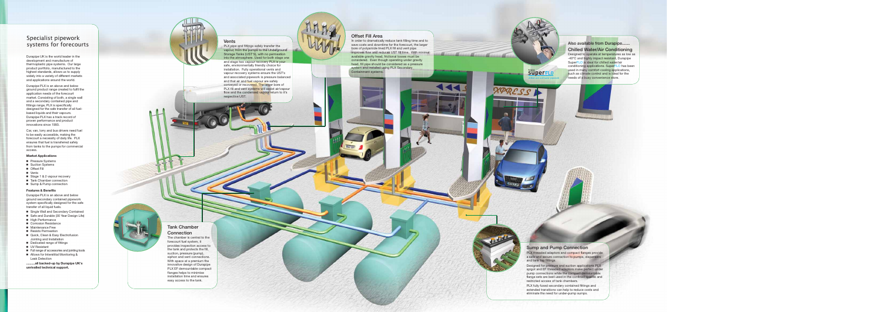## Specialist pipework systems for forecourts

Durapipe UK is the world leader in the development and manufacture of thermoplastic pipe systems. Our large product portfolio, manufactured to the highest standards, allows us to supply widely into a variety of different markets and applications around the world.

Durapipe PLX is an above and below ground product range created to fulfil the application needs of the forecourt market. Consisting of both, a single wall and a secondary contained pipe and fittings range, PLX is specifically designed for the safe transfer of all fuel-based liquids and their vapours. Durapipe PLX has a track record of proven performance and product innovations since 1993.

Car, van, lorry and bus drivers need fuel to be easily accessible, making the forecourt a necessity of daily life. PLX ensures that fuel is transferred safely from tanks to the pumps for commercial access.

**Market Applications**

- Pressure Systems
- Suction Systems
- Offset Fill
- Vents
- Stage 1 & 2 vapour recovery
- Tank Chamber connection
- Sump & Pump connection

**Features & Benefits**

Durapipe PLX is an above and below ground secondary contained pipework system specifically designed for the safe transfer of all liquid fuels.

- Single Wall and Secondary Contained
- Safe and Durable (30 Year Design Life)
- High Performance
- Corrosion Resistance
- Maintenance Free
- Resists Permeation
- Quick, Clean & Easy Electrofusion Jointing and Installation
- Dedicated range of fittings
- UV Resistant
- Full range of accessories and jointing tools
- Allows for Interstitial Monitoring & Leak Detection

**.........all backed-up by Durapipe UK's unrivalled technical support.**

### Vents

PLX pipe and fittings safely transfer the vapour, from the pumps to the Underground Storage Tanks (UST'S), with no permeation into the atmosphere. Used for both stage one and stage two vapour recovery PLX is your safe, environmentally friendly choice for installation. Fully operational vents and vapour recovery systems ensure the UST's and associated pipework is pressure balanced and that air and fuel vapour are safely conveyed or recovered. The larger bore of PLX fill and vent systems will assist air/vapour flow and the condensed vapour return to it's respective UST.

### Offset Fill Area

In order to dramatically reduce tank filling time and to save costs and downtime for the forecourt, the larger bore of polyamide lined PLX fill and vent pipe improves flow and reduces UST fill time. With minimal available gravity head, frictional losses must be considered. Even though operating under gravity head, fill pipe should be considered as a pressure system and installed using PLX Secondary Containment systems.

### Also available from Durapipe.......

#### Chilled Water/Air Conditioning

Designed to operate at temperatures as low as -40°C and highly impact resistant, Durapipe SuperFLO is ideal for chilled water/air conditioning applications. SuperFLO has been used in many comfort cooling applications, such as climate control and is ideal for the needs of a busy convenience store.

### Tank Chamber Connection

The chamber is central to the forecourt fuel system, it provides inspection access to the tank and protects the fill, suction, pressure (pump), siphon and vent connections. With space at a premium the innovative design of Durapipe PLX EF demountable compact flanges helps to minimise installation time and ensures easy access to the tank.

### Sump and Pump Connection

PLX threaded adaptors and compact flanges provide a safe and secure connection to pumps, dispensers and tank top fittings.

Designed for pressure and suction applications PLX spigot and EF threaded adaptors make perfect under pump connections while the compact demountable flange sets are best used in the confined spaces and restricted access of tank chambers.

PLX fully fused secondary contained fittings and extended transitions can help to reduce costs and eliminate the need for under-pump sumps.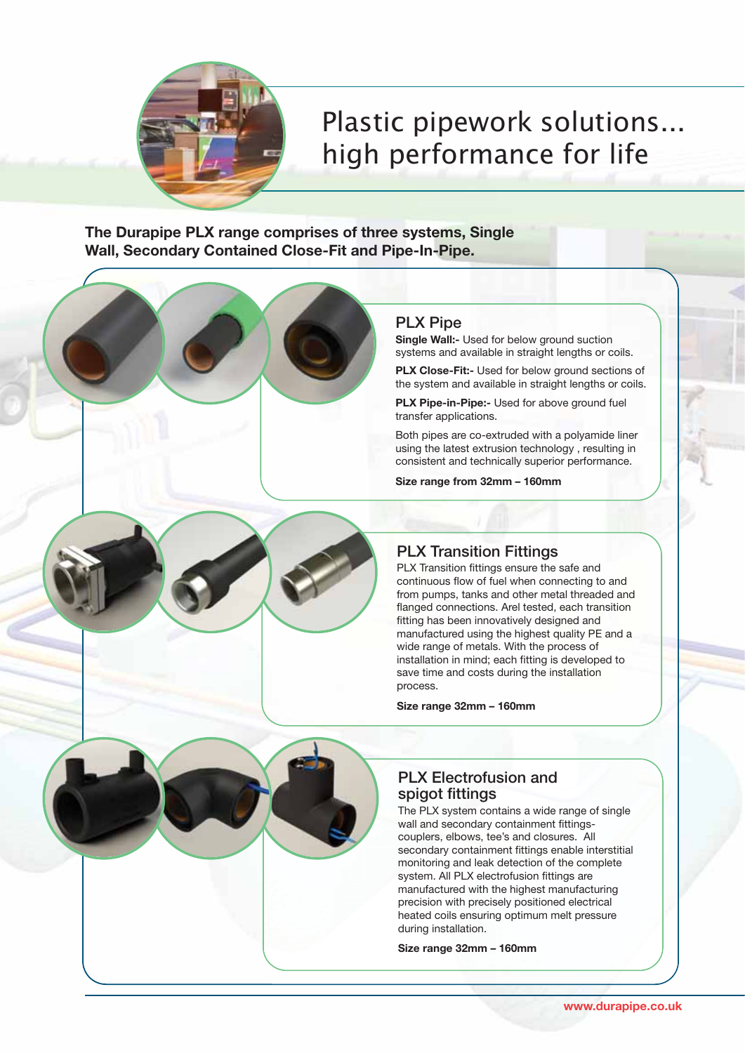// Plastic pipework solutions... high performance for life

**The Durapipe PLX range comprises of three systems, Single Wall, Secondary Contained Close-Fit and Pipe-In-Pipe.**

## PLX Pipe

**Single Wall:-** Used for below ground suction systems and available in straight lengths or coils.

**PLX Close-Fit:-** Used for below ground sections of the system and available in straight lengths or coils.

**PLX Pipe-in-Pipe:-** Used for above ground fuel transfer applications.

Both pipes are co-extruded with a polyamide liner using the latest extrusion technology , resulting in consistent and technically superior performance.

**Size range from 32mm – 160mm**

## PLX Transition Fittings

PLX Transition fittings ensure the safe and continuous flow of fuel when connecting to and from pumps, tanks and other metal threaded and flanged connections. Arel tested, each transition fitting has been innovatively designed and manufactured using the highest quality PE and a wide range of metals. With the process of installation in mind; each fitting is developed to save time and costs during the installation process.

**Size range 32mm – 160mm**

## PLX Electrofusion and spigot fittings

The PLX system contains a wide range of single wall and secondary containment fittings- couplers, elbows, tee's and closures. All secondary containment fittings enable interstitial monitoring and leak detection of the complete system. All PLX electrofusion fittings are manufactured with the highest manufacturing precision with precisely positioned electrical heated coils ensuring optimum melt pressure during installation.

**Size range 32mm – 160mm**

www.durapipe.co.uk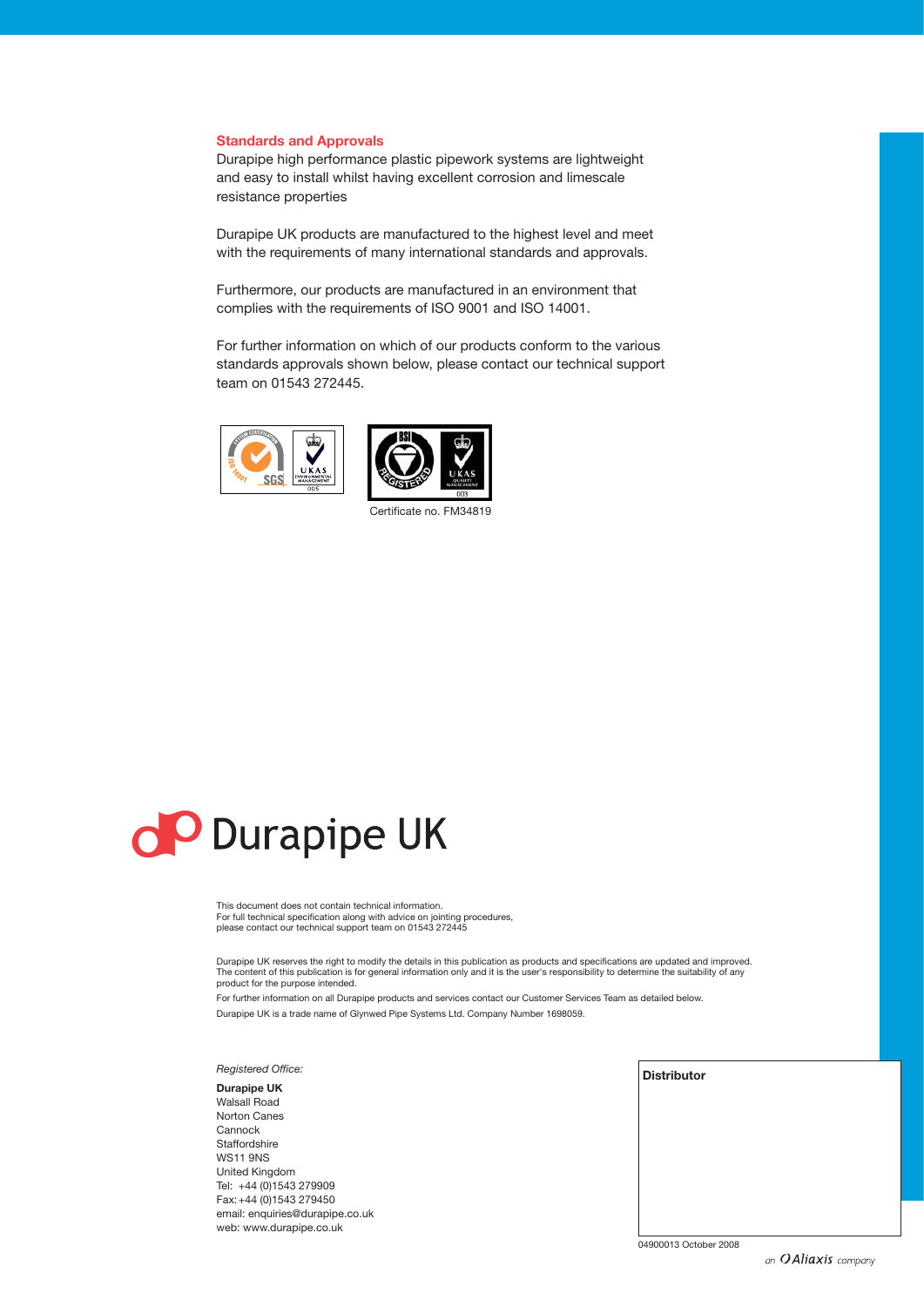## Standards and Approvals

Durapipe high performance plastic pipework systems are lightweight and easy to install whilst having excellent corrosion and limescale resistance properties

Durapipe UK products are manufactured to the highest level and meet with the requirements of many international standards and approvals.

Furthermore, our products are manufactured in an environment that complies with the requirements of ISO 9001 and ISO 14001.

For further information on which of our products conform to the various standards approvals shown below, please contact our technical support team on 01543 272445.

Certificate no. FM34819

# Durapipe UK

This document does not contain technical information.
For full technical specification along with advice on jointing procedures, please contact our technical support team on 01543 272445

Durapipe UK reserves the right to modify the details in this publication as products and specifications are updated and improved. The content of this publication is for general information only and it is the user's responsibility to determine the suitability of any product for the purpose intended.

For further information on all Durapipe products and services contact our Customer Services Team as detailed below.

Durapipe UK is a trade name of Glynwed Pipe Systems Ltd. Company Number 1698059.

*Registered Office:*

**Durapipe UK**
Walsall Road
Norton Canes
Cannock
Staffordshire
WS11 9NS
United Kingdom
Tel: +44 (0)1543 279909
Fax: +44 (0)1543 279450
email: enquiries@durapipe.co.uk
web: www.durapipe.co.uk

**Distributor**

04900013 October 2008

an Aliaxis company